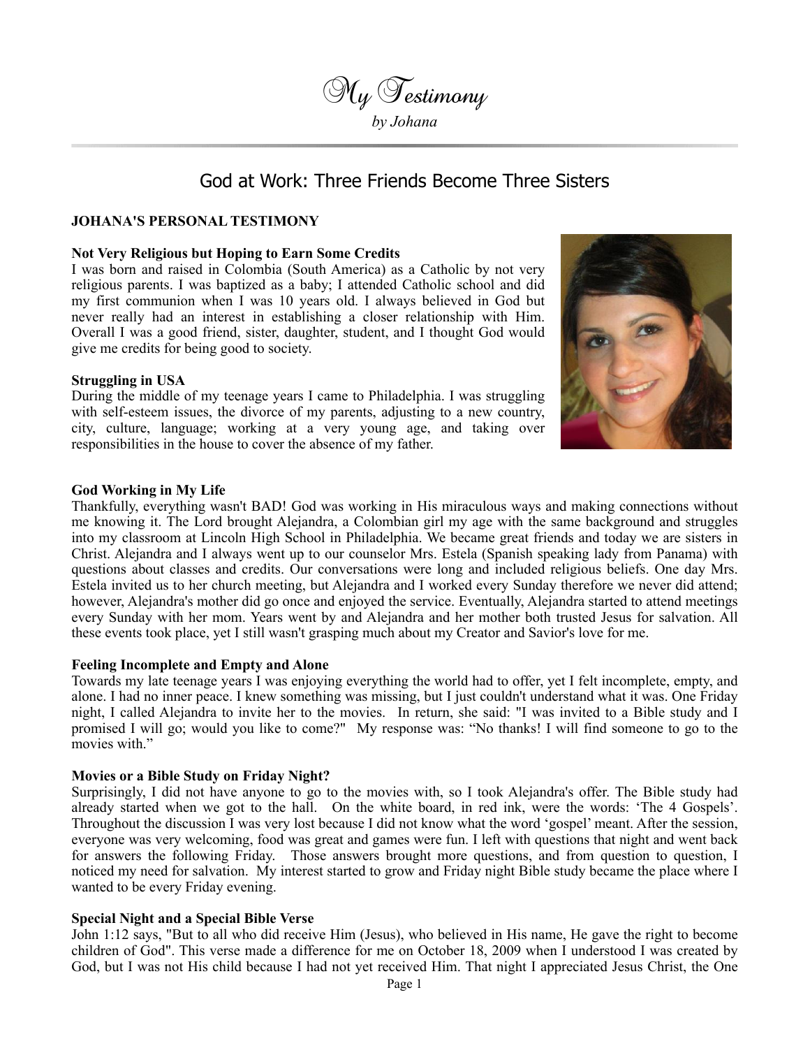# My Testimony

*by Johana*

## God at Work: Three Friends Become Three Sisters

**JOHANA'S PERSONAL TESTIMONY**

**Not Very Religious but Hoping to Earn Some Credits**

I was born and raised in Colombia (South America) as a Catholic by not very religious parents. I was baptized as a baby; I attended Catholic school and did my first communion when I was 10 years old. I always believed in God but never really had an interest in establishing a closer relationship with Him. Overall I was a good friend, sister, daughter, student, and I thought God would give me credits for being good to society.

**Struggling in USA**

During the middle of my teenage years I came to Philadelphia. I was struggling with self-esteem issues, the divorce of my parents, adjusting to a new country, city, culture, language; working at a very young age, and taking over responsibilities in the house to cover the absence of my father.

**God Working in My Life**

Thankfully, everything wasn't BAD! God was working in His miraculous ways and making connections without me knowing it. The Lord brought Alejandra, a Colombian girl my age with the same background and struggles into my classroom at Lincoln High School in Philadelphia. We became great friends and today we are sisters in Christ. Alejandra and I always went up to our counselor Mrs. Estela (Spanish speaking lady from Panama) with questions about classes and credits. Our conversations were long and included religious beliefs. One day Mrs. Estela invited us to her church meeting, but Alejandra and I worked every Sunday therefore we never did attend; however, Alejandra's mother did go once and enjoyed the service. Eventually, Alejandra started to attend meetings every Sunday with her mom. Years went by and Alejandra and her mother both trusted Jesus for salvation. All these events took place, yet I still wasn't grasping much about my Creator and Savior's love for me.

**Feeling Incomplete and Empty and Alone**

Towards my late teenage years I was enjoying everything the world had to offer, yet I felt incomplete, empty, and alone. I had no inner peace. I knew something was missing, but I just couldn't understand what it was. One Friday night, I called Alejandra to invite her to the movies. In return, she said: "I was invited to a Bible study and I promised I will go; would you like to come?" My response was: "No thanks! I will find someone to go to the movies with."

**Movies or a Bible Study on Friday Night?**

Surprisingly, I did not have anyone to go to the movies with, so I took Alejandra's offer. The Bible study had already started when we got to the hall. On the white board, in red ink, were the words: 'The 4 Gospels'. Throughout the discussion I was very lost because I did not know what the word 'gospel' meant. After the session, everyone was very welcoming, food was great and games were fun. I left with questions that night and went back for answers the following Friday. Those answers brought more questions, and from question to question, I noticed my need for salvation. My interest started to grow and Friday night Bible study became the place where I wanted to be every Friday evening.

**Special Night and a Special Bible Verse**

John 1:12 says, "But to all who did receive Him (Jesus), who believed in His name, He gave the right to become children of God". This verse made a difference for me on October 18, 2009 when I understood I was created by God, but I was not His child because I had not yet received Him. That night I appreciated Jesus Christ, the One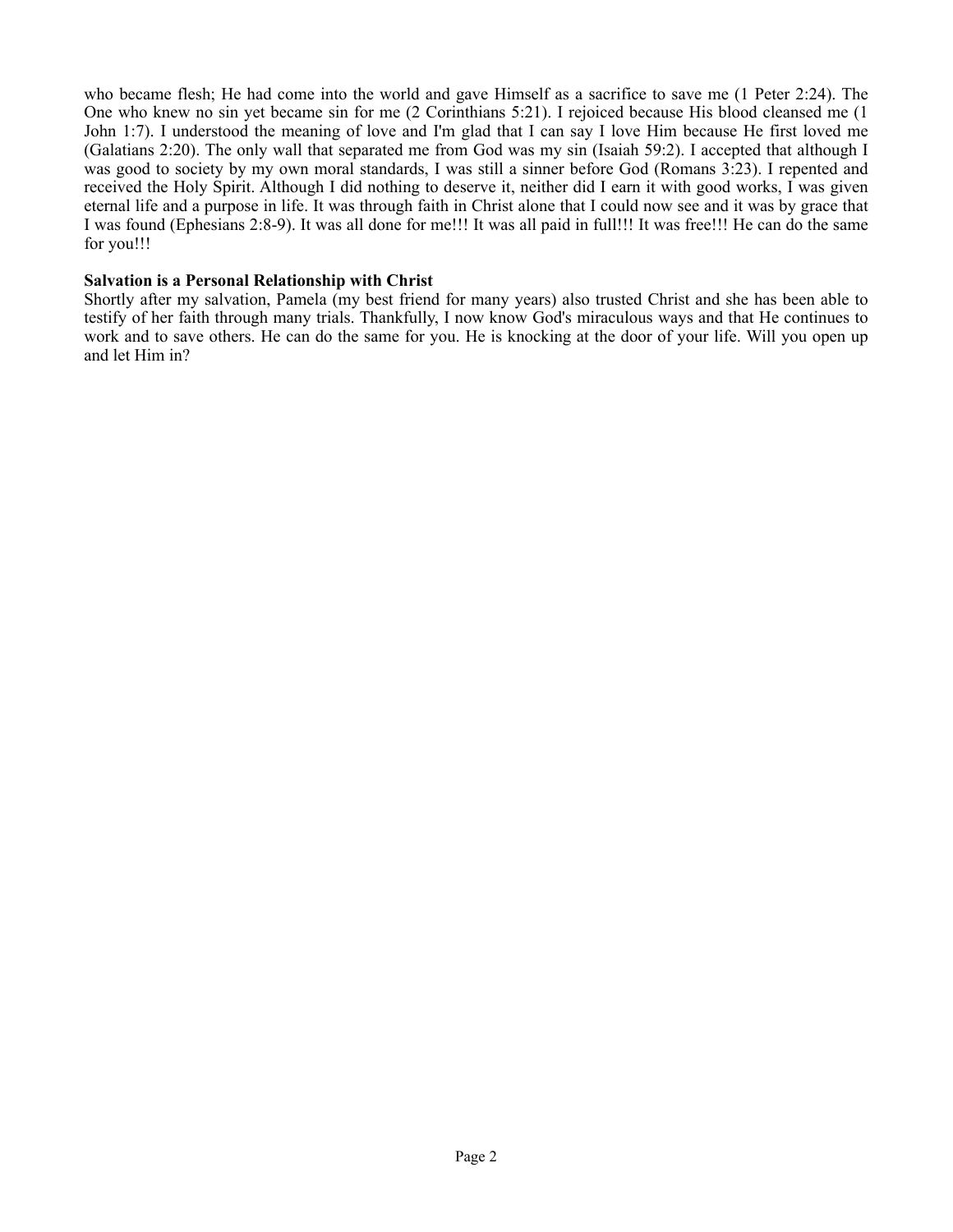who became flesh; He had come into the world and gave Himself as a sacrifice to save me (1 Peter 2:24). The One who knew no sin yet became sin for me (2 Corinthians 5:21). I rejoiced because His blood cleansed me (1 John 1:7). I understood the meaning of love and I'm glad that I can say I love Him because He first loved me (Galatians 2:20). The only wall that separated me from God was my sin (Isaiah 59:2). I accepted that although I was good to society by my own moral standards, I was still a sinner before God (Romans 3:23). I repented and received the Holy Spirit. Although I did nothing to deserve it, neither did I earn it with good works, I was given eternal life and a purpose in life. It was through faith in Christ alone that I could now see and it was by grace that I was found (Ephesians 2:8-9). It was all done for me!!! It was all paid in full!!! It was free!!! He can do the same for you!!!

**Salvation is a Personal Relationship with Christ**

Shortly after my salvation, Pamela (my best friend for many years) also trusted Christ and she has been able to testify of her faith through many trials. Thankfully, I now know God's miraculous ways and that He continues to work and to save others. He can do the same for you. He is knocking at the door of your life. Will you open up and let Him in?